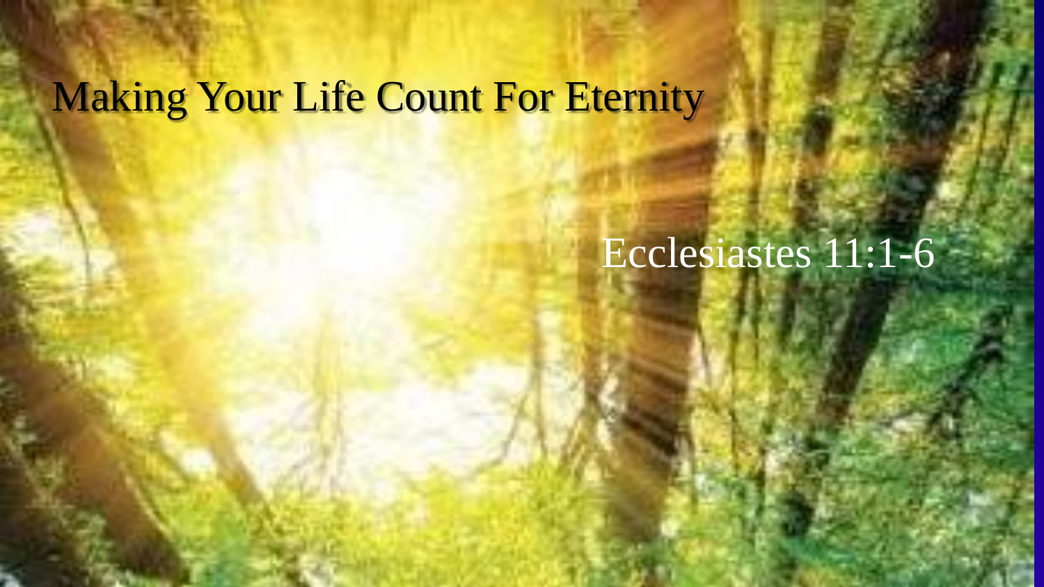# Making Your Life Count For Eternity

Ecclesiastes 11:1-6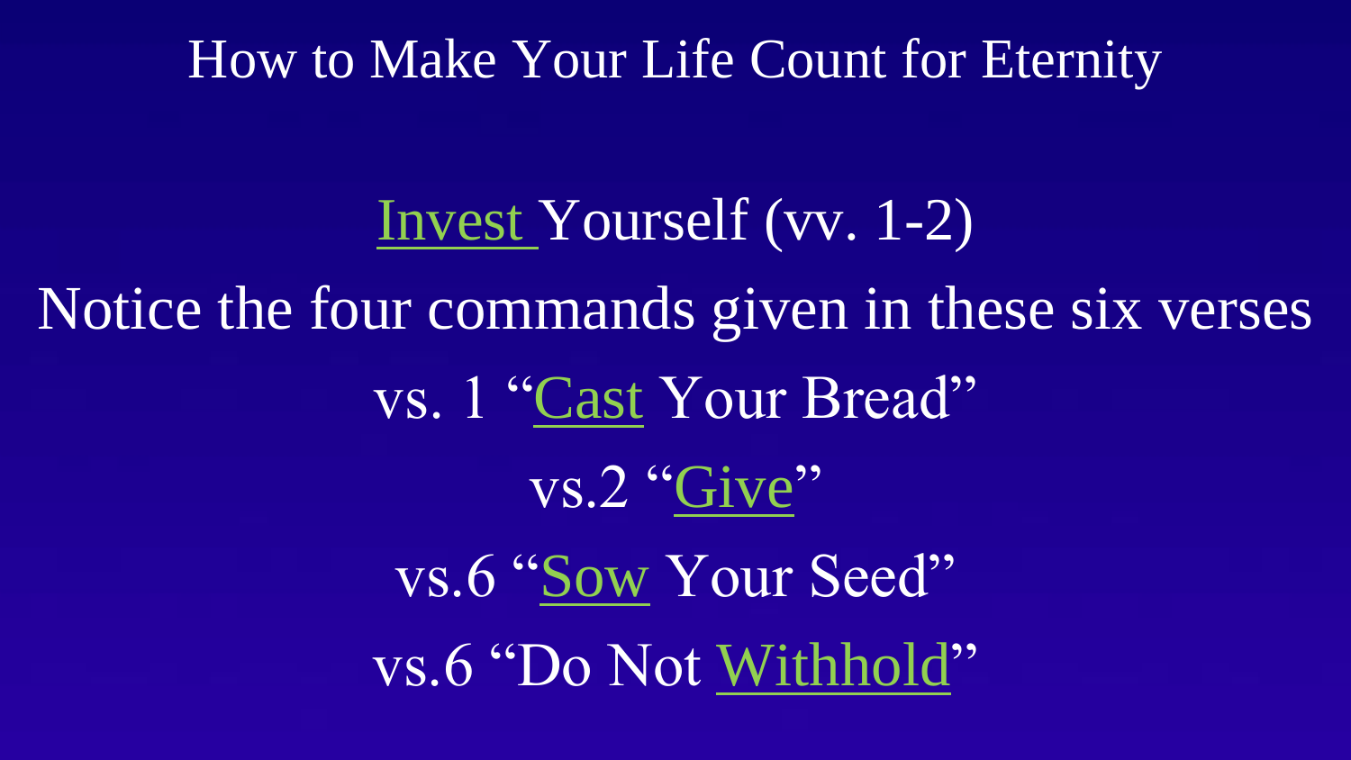# How to Make Your Life Count for Eternity

Invest Yourself (vv. 1-2)

Notice the four commands given in these six verses

vs. 1 “Cast Your Bread”

vs.2 “Give”

vs.6 “Sow Your Seed”

vs.6 “Do Not Withhold”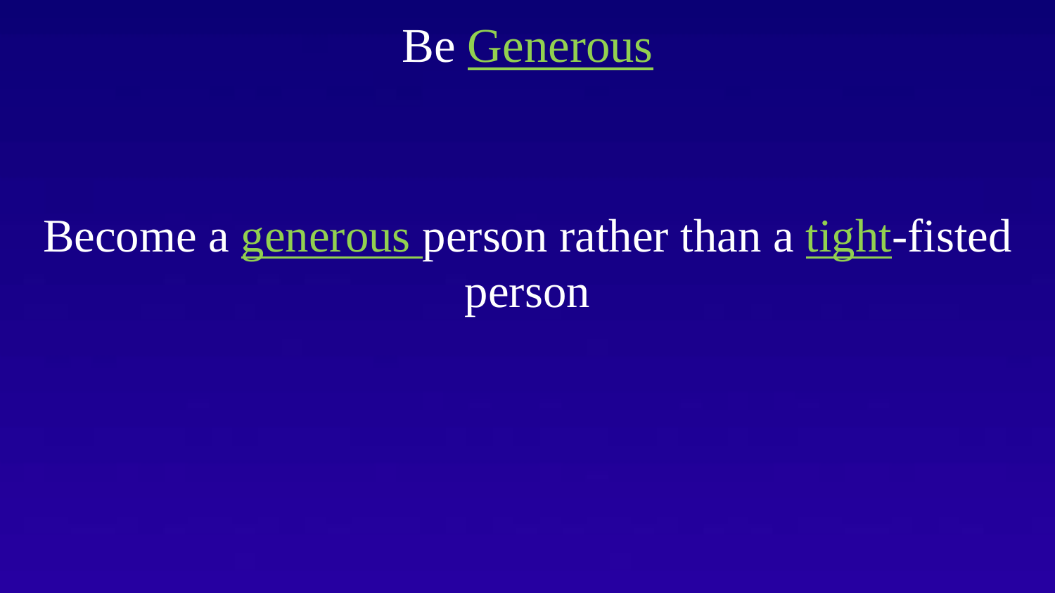# Be Generous

Become a generous person rather than a tight-fisted person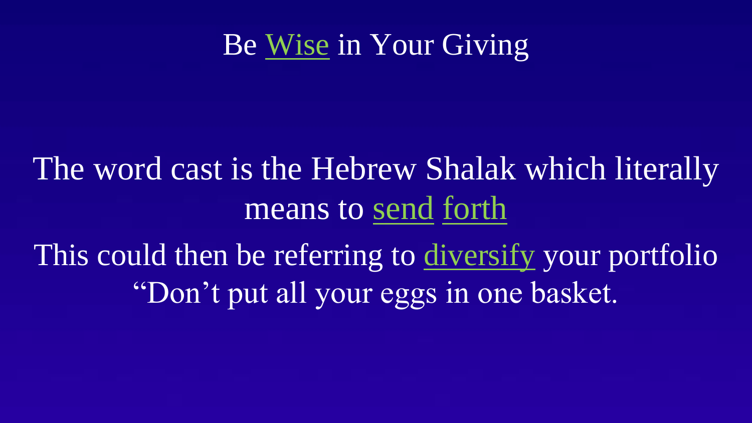# Be Wise in Your Giving

The word cast is the Hebrew Shalak which literally means to send forth

This could then be referring to diversify your portfolio "Don't put all your eggs in one basket.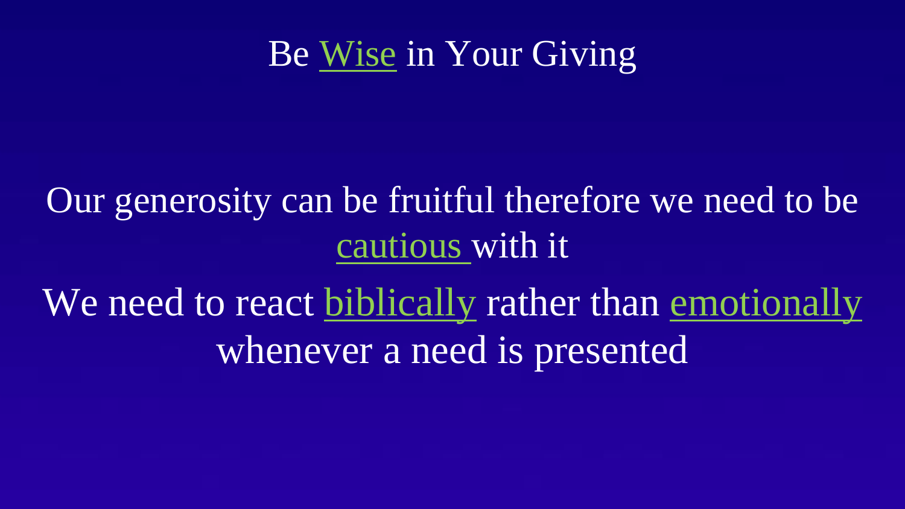# Be Wise in Your Giving

Our generosity can be fruitful therefore we need to be cautious with it

We need to react biblically rather than emotionally whenever a need is presented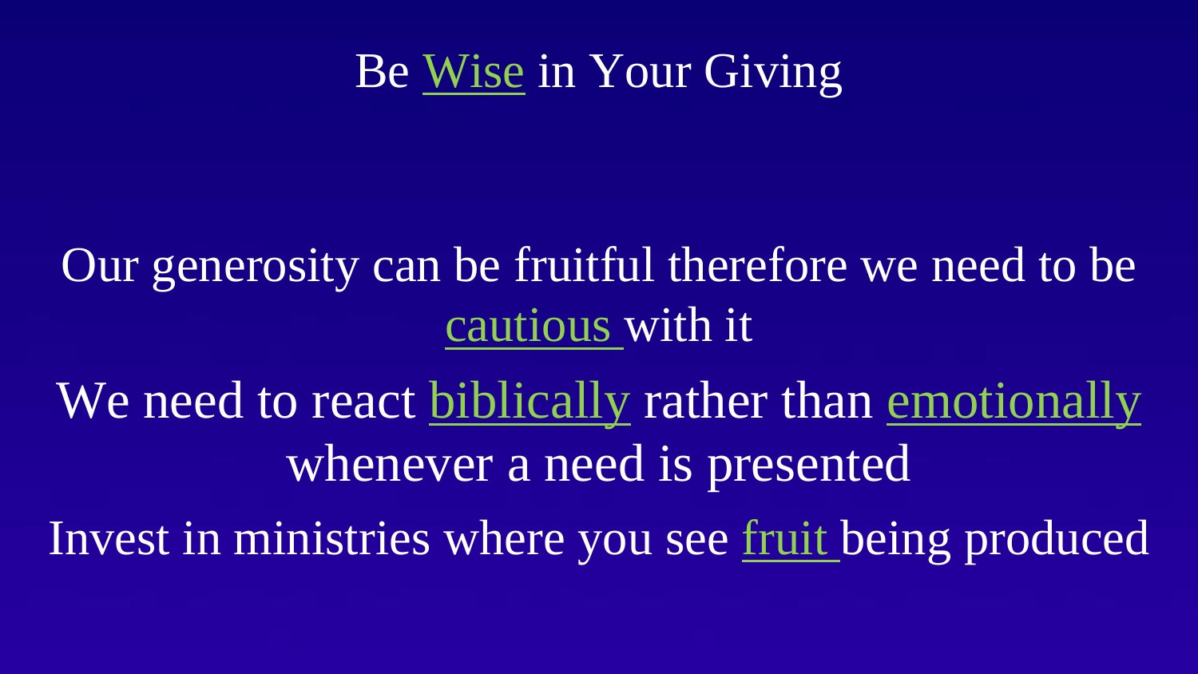# Be Wise in Your Giving

Our generosity can be fruitful therefore we need to be cautious with it

We need to react biblically rather than emotionally whenever a need is presented

Invest in ministries where you see fruit being produced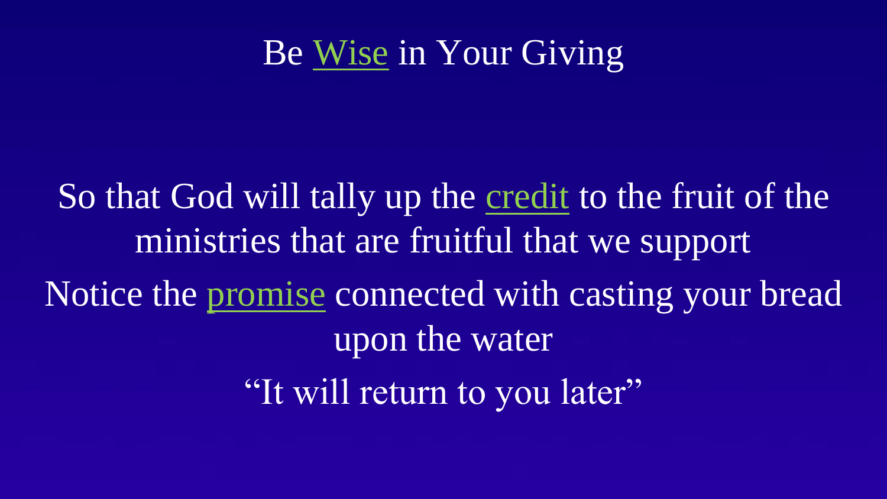# Be Wise in Your Giving

So that God will tally up the credit to the fruit of the ministries that are fruitful that we support

Notice the promise connected with casting your bread upon the water

"It will return to you later"